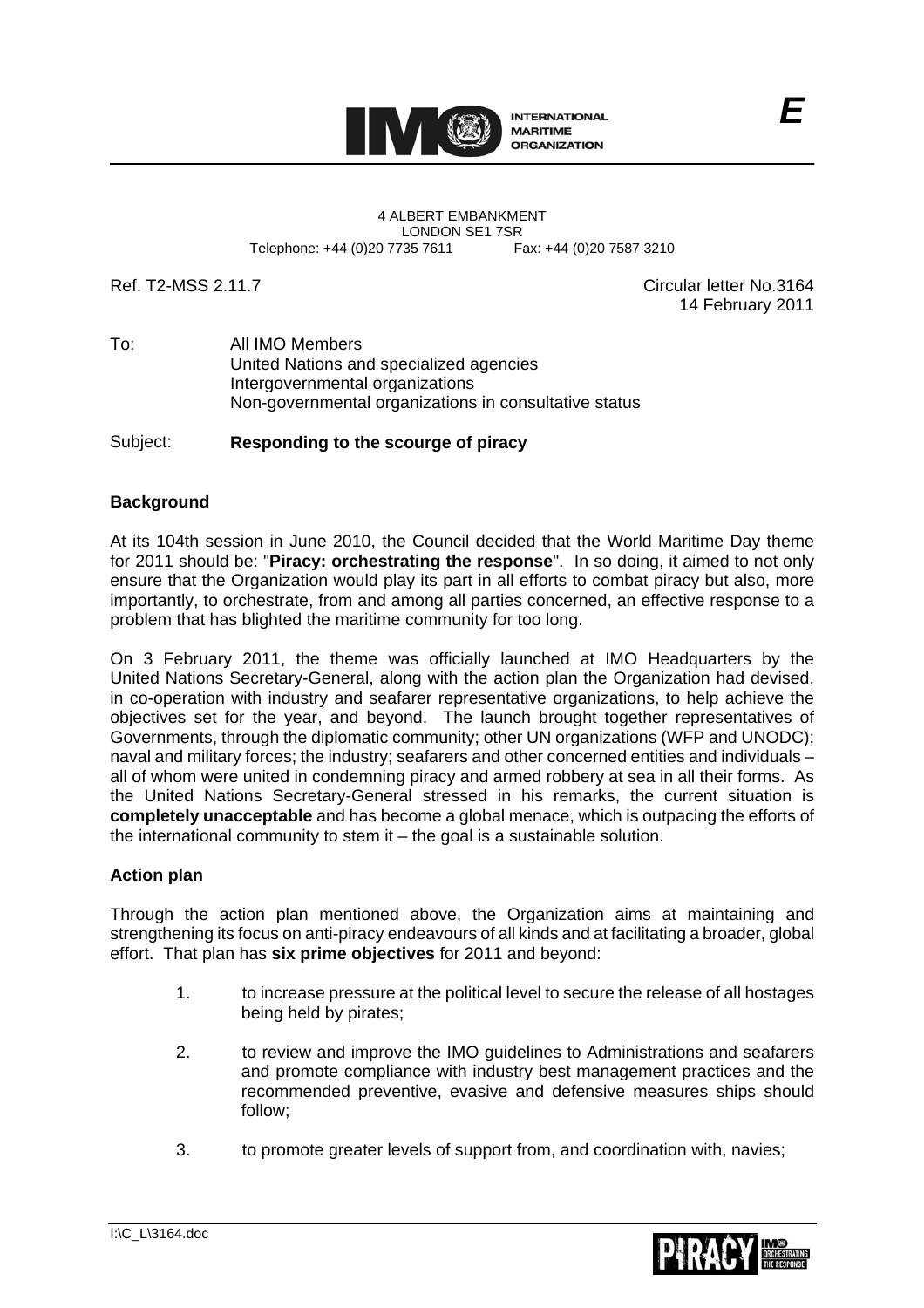INTERNATIONAL MARITIME ORGANIZATION

**E**

4 ALBERT EMBANKMENT
LONDON SE1 7SR
Telephone: +44 (0)20 7735 7611    Fax: +44 (0)20 7587 3210

Ref. T2-MSS 2.11.7

Circular letter No.3164
14 February 2011

To: All IMO Members
United Nations and specialized agencies
Intergovernmental organizations
Non-governmental organizations in consultative status

Subject: **Responding to the scourge of piracy**

**Background**

At its 104th session in June 2010, the Council decided that the World Maritime Day theme for 2011 should be: "**Piracy: orchestrating the response**". In so doing, it aimed to not only ensure that the Organization would play its part in all efforts to combat piracy but also, more importantly, to orchestrate, from and among all parties concerned, an effective response to a problem that has blighted the maritime community for too long.

On 3 February 2011, the theme was officially launched at IMO Headquarters by the United Nations Secretary-General, along with the action plan the Organization had devised, in co-operation with industry and seafarer representative organizations, to help achieve the objectives set for the year, and beyond. The launch brought together representatives of Governments, through the diplomatic community; other UN organizations (WFP and UNODC); naval and military forces; the industry; seafarers and other concerned entities and individuals – all of whom were united in condemning piracy and armed robbery at sea in all their forms. As the United Nations Secretary-General stressed in his remarks, the current situation is **completely unacceptable** and has become a global menace, which is outpacing the efforts of the international community to stem it – the goal is a sustainable solution.

**Action plan**

Through the action plan mentioned above, the Organization aims at maintaining and strengthening its focus on anti-piracy endeavours of all kinds and at facilitating a broader, global effort. That plan has **six prime objectives** for 2011 and beyond:

1. to increase pressure at the political level to secure the release of all hostages being held by pirates;

2. to review and improve the IMO guidelines to Administrations and seafarers and promote compliance with industry best management practices and the recommended preventive, evasive and defensive measures ships should follow;

3. to promote greater levels of support from, and coordination with, navies;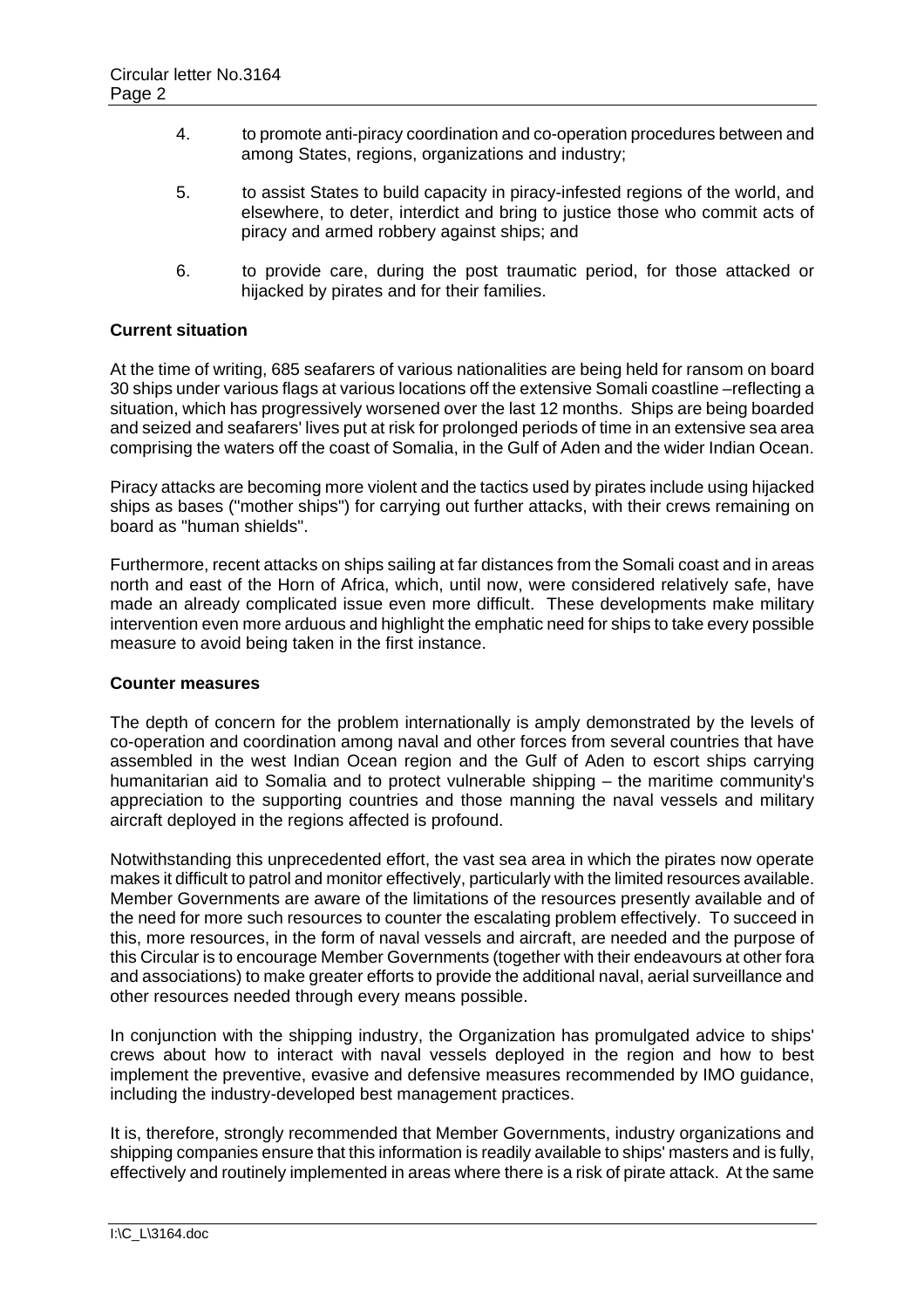4. to promote anti-piracy coordination and co-operation procedures between and among States, regions, organizations and industry;

5. to assist States to build capacity in piracy-infested regions of the world, and elsewhere, to deter, interdict and bring to justice those who commit acts of piracy and armed robbery against ships; and

6. to provide care, during the post traumatic period, for those attacked or hijacked by pirates and for their families.

**Current situation**

At the time of writing, 685 seafarers of various nationalities are being held for ransom on board 30 ships under various flags at various locations off the extensive Somali coastline –reflecting a situation, which has progressively worsened over the last 12 months. Ships are being boarded and seized and seafarers' lives put at risk for prolonged periods of time in an extensive sea area comprising the waters off the coast of Somalia, in the Gulf of Aden and the wider Indian Ocean.

Piracy attacks are becoming more violent and the tactics used by pirates include using hijacked ships as bases ("mother ships") for carrying out further attacks, with their crews remaining on board as "human shields".

Furthermore, recent attacks on ships sailing at far distances from the Somali coast and in areas north and east of the Horn of Africa, which, until now, were considered relatively safe, have made an already complicated issue even more difficult. These developments make military intervention even more arduous and highlight the emphatic need for ships to take every possible measure to avoid being taken in the first instance.

**Counter measures**

The depth of concern for the problem internationally is amply demonstrated by the levels of co-operation and coordination among naval and other forces from several countries that have assembled in the west Indian Ocean region and the Gulf of Aden to escort ships carrying humanitarian aid to Somalia and to protect vulnerable shipping – the maritime community's appreciation to the supporting countries and those manning the naval vessels and military aircraft deployed in the regions affected is profound.

Notwithstanding this unprecedented effort, the vast sea area in which the pirates now operate makes it difficult to patrol and monitor effectively, particularly with the limited resources available. Member Governments are aware of the limitations of the resources presently available and of the need for more such resources to counter the escalating problem effectively. To succeed in this, more resources, in the form of naval vessels and aircraft, are needed and the purpose of this Circular is to encourage Member Governments (together with their endeavours at other fora and associations) to make greater efforts to provide the additional naval, aerial surveillance and other resources needed through every means possible.

In conjunction with the shipping industry, the Organization has promulgated advice to ships' crews about how to interact with naval vessels deployed in the region and how to best implement the preventive, evasive and defensive measures recommended by IMO guidance, including the industry-developed best management practices.

It is, therefore, strongly recommended that Member Governments, industry organizations and shipping companies ensure that this information is readily available to ships' masters and is fully, effectively and routinely implemented in areas where there is a risk of pirate attack. At the same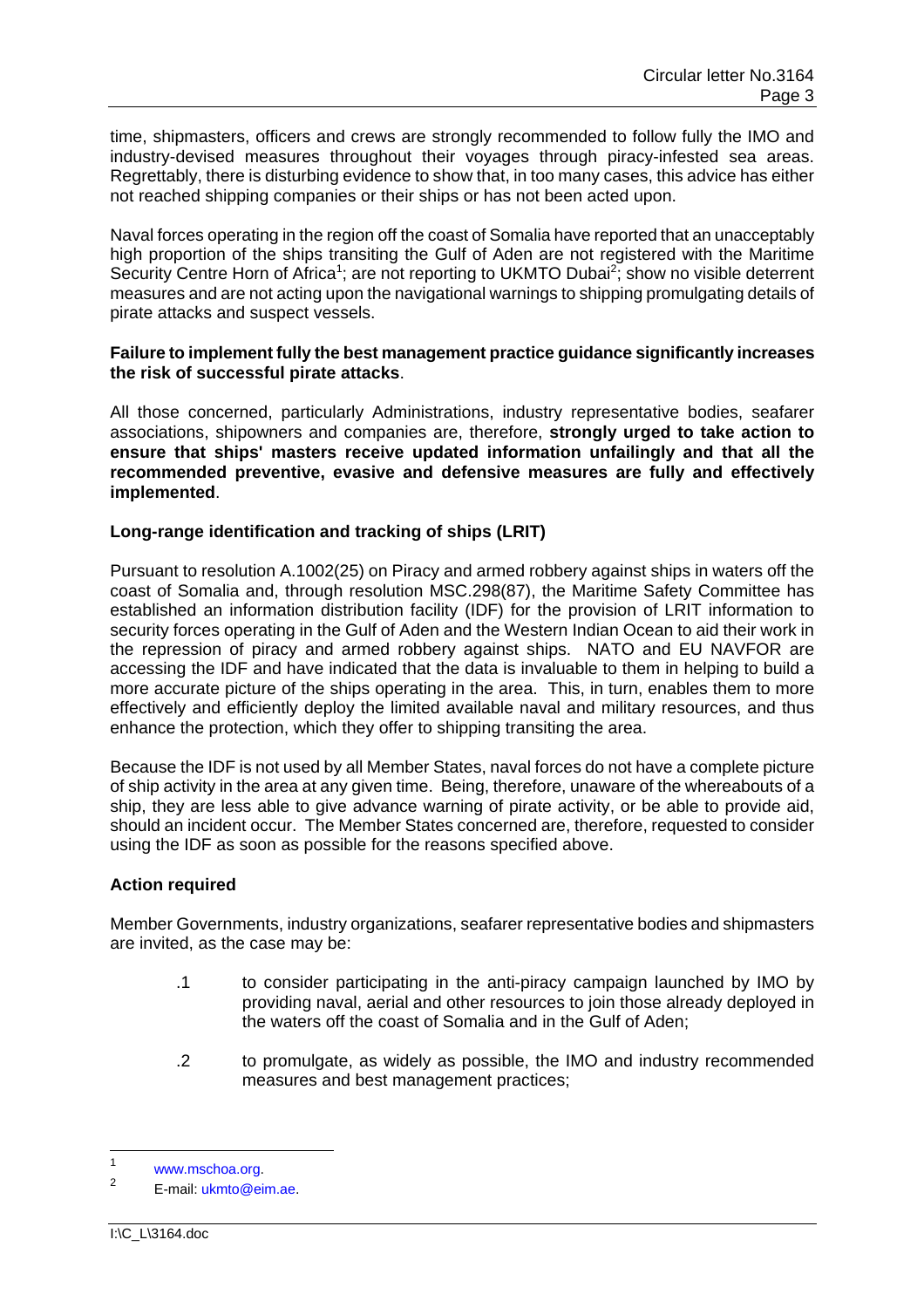time, shipmasters, officers and crews are strongly recommended to follow fully the IMO and industry-devised measures throughout their voyages through piracy-infested sea areas. Regrettably, there is disturbing evidence to show that, in too many cases, this advice has either not reached shipping companies or their ships or has not been acted upon.

Naval forces operating in the region off the coast of Somalia have reported that an unacceptably high proportion of the ships transiting the Gulf of Aden are not registered with the Maritime Security Centre Horn of Africa[1]; are not reporting to UKMTO Dubai[2]; show no visible deterrent measures and are not acting upon the navigational warnings to shipping promulgating details of pirate attacks and suspect vessels.

**Failure to implement fully the best management practice guidance significantly increases the risk of successful pirate attacks**.

All those concerned, particularly Administrations, industry representative bodies, seafarer associations, shipowners and companies are, therefore, **strongly urged to take action to ensure that ships' masters receive updated information unfailingly and that all the recommended preventive, evasive and defensive measures are fully and effectively implemented**.

**Long-range identification and tracking of ships (LRIT)**

Pursuant to resolution A.1002(25) on Piracy and armed robbery against ships in waters off the coast of Somalia and, through resolution MSC.298(87), the Maritime Safety Committee has established an information distribution facility (IDF) for the provision of LRIT information to security forces operating in the Gulf of Aden and the Western Indian Ocean to aid their work in the repression of piracy and armed robbery against ships. NATO and EU NAVFOR are accessing the IDF and have indicated that the data is invaluable to them in helping to build a more accurate picture of the ships operating in the area. This, in turn, enables them to more effectively and efficiently deploy the limited available naval and military resources, and thus enhance the protection, which they offer to shipping transiting the area.

Because the IDF is not used by all Member States, naval forces do not have a complete picture of ship activity in the area at any given time. Being, therefore, unaware of the whereabouts of a ship, they are less able to give advance warning of pirate activity, or be able to provide aid, should an incident occur. The Member States concerned are, therefore, requested to consider using the IDF as soon as possible for the reasons specified above.

**Action required**

Member Governments, industry organizations, seafarer representative bodies and shipmasters are invited, as the case may be:

.1 to consider participating in the anti-piracy campaign launched by IMO by providing naval, aerial and other resources to join those already deployed in the waters off the coast of Somalia and in the Gulf of Aden;

.2 to promulgate, as widely as possible, the IMO and industry recommended measures and best management practices;

---

[1] www.mschoa.org.

[2] E-mail: ukmto@eim.ae.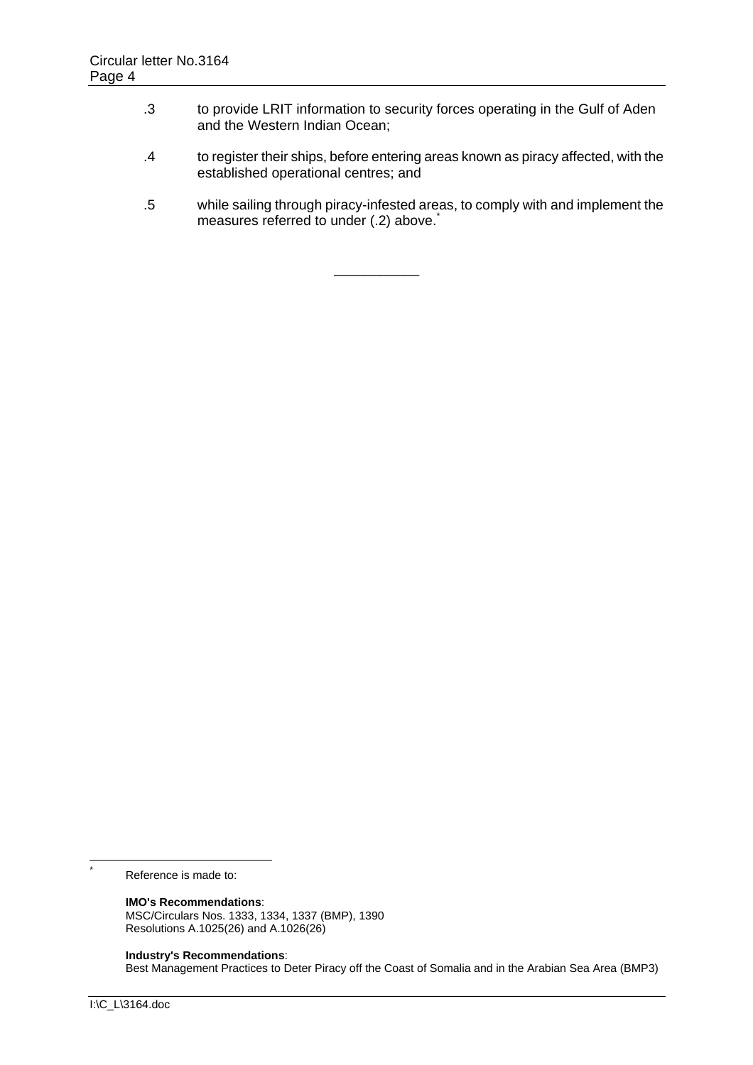.3 to provide LRIT information to security forces operating in the Gulf of Aden and the Western Indian Ocean;

.4 to register their ships, before entering areas known as piracy affected, with the established operational centres; and

.5 while sailing through piracy-infested areas, to comply with and implement the measures referred to under (.2) above.[*]

___________

[*] Reference is made to:

**IMO's Recommendations**:
MSC/Circulars Nos. 1333, 1334, 1337 (BMP), 1390
Resolutions A.1025(26) and A.1026(26)

**Industry's Recommendations**:
Best Management Practices to Deter Piracy off the Coast of Somalia and in the Arabian Sea Area (BMP3)